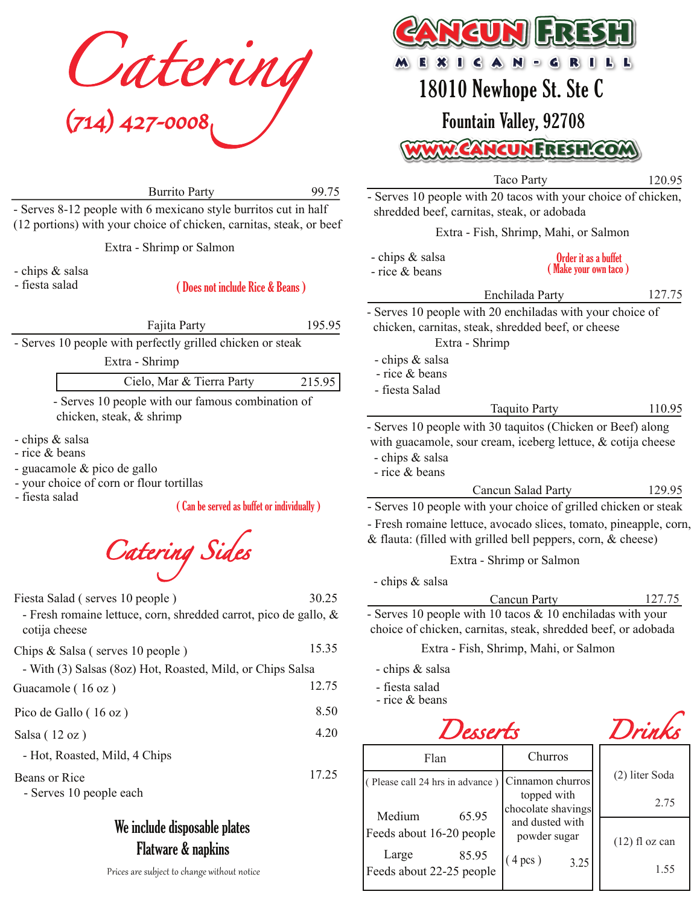# Catering

(714) 427-0008

# Cancun Fresh

M E X I C A N - G R I L L

18010 Newhope St. Ste C

Fountain Valley, 92708

www.CancunFresh.com

### Burrito Party — 99.75

- Serves 8-12 people with 6 mexicano style burritos cut in half (12 portions) with your choice of chicken, carnitas, steak, or beef

Extra - Shrimp or Salmon

- chips & salsa
- fiesta salad

( Does not include Rice & Beans )

### Fajita Party — 195.95

- Serves 10 people with perfectly grilled chicken or steak

Extra - Shrimp

### Cielo, Mar & Tierra Party — 215.95

- Serves 10 people with our famous combination of chicken, steak, & shrimp

- chips & salsa
- rice & beans
- guacamole & pico de gallo
- your choice of corn or flour tortillas
- fiesta salad

( Can be served as buffet or individually )

## Catering Sides

| Item | Price |
|---|---|
| Fiesta Salad ( serves 10 people ) - Fresh romaine lettuce, corn, shredded carrot, pico de gallo, & cotija cheese | 30.25 |
| Chips & Salsa ( serves 10 people ) - With (3) Salsas (8oz) Hot, Roasted, Mild, or Chips Salsa | 15.35 |
| Guacamole ( 16 oz ) | 12.75 |
| Pico de Gallo ( 16 oz ) | 8.50 |
| Salsa ( 12 oz ) - Hot, Roasted, Mild, 4 Chips | 4.20 |
| Beans or Rice - Serves 10 people each | 17.25 |

**We include disposable plates Flatware & napkins**

*Prices are subject to change without notice*

### Taco Party — 120.95

- Serves 10 people with 20 tacos with your choice of chicken, shredded beef, carnitas, steak, or adobada

Extra - Fish, Shrimp, Mahi, or Salmon

- chips & salsa
- rice & beans

Order it as a buffet ( Make your own taco )

### Enchilada Party — 127.75

- Serves 10 people with 20 enchiladas with your choice of chicken, carnitas, steak, shredded beef, or cheese

Extra - Shrimp

- chips & salsa
- rice & beans
- fiesta Salad

### Taquito Party — 110.95

- Serves 10 people with 30 taquitos (Chicken or Beef) along with guacamole, sour cream, iceberg lettuce, & cotija cheese

- chips & salsa
- rice & beans

### Cancun Salad Party — 129.95

- Serves 10 people with your choice of grilled chicken or steak
- Fresh romaine lettuce, avocado slices, tomato, pineapple, corn, & flauta: (filled with grilled bell peppers, corn, & cheese)

Extra - Shrimp or Salmon

- chips & salsa

### Cancun Party — 127.75

- Serves 10 people with 10 tacos & 10 enchiladas with your choice of chicken, carnitas, steak, shredded beef, or adobada

Extra - Fish, Shrimp, Mahi, or Salmon

- chips & salsa
- fiesta salad
- rice & beans

## Desserts

| Flan | Churros |
|---|---|
| ( Please call 24 hrs in advance ) | Cinnamon churros topped with chocolate shavings and dusted with powder sugar |
| Medium 65.95 Feeds about 16-20 people | ( 4 pcs ) 3.25 |
| Large 85.95 Feeds about 22-25 people | |

## Drinks

| Drink | Price |
|---|---|
| (2) liter Soda | 2.75 |
| (12) fl oz can | 1.55 |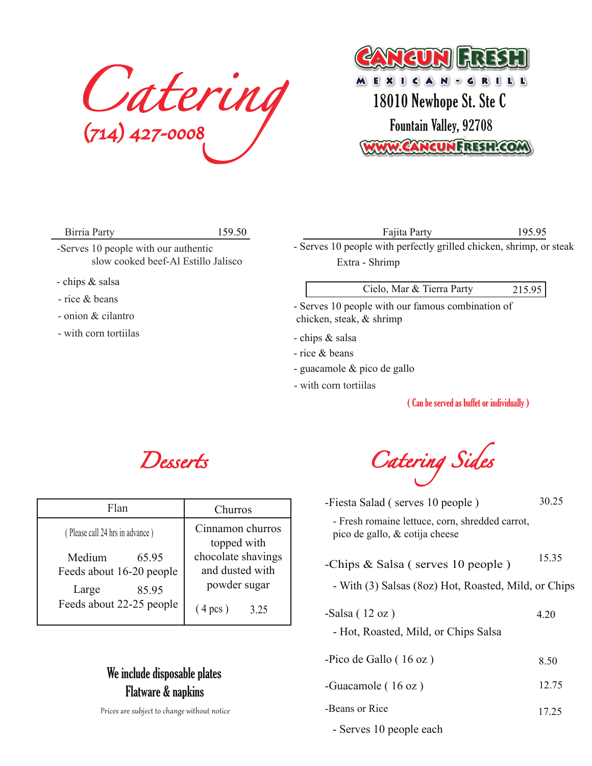# Catering

(714) 427-0008

**CANCUN FRESH**
MEXICAN - GRILL

18010 Newhope St. Ste C

Fountain Valley, 92708

WWW.CANCUNFRESH.COM

| Birria Party | 159.50 |
|---|---|

-Serves 10 people with our authentic slow cooked beef-Al Estillo Jalisco

- chips & salsa
- rice & beans
- onion & cilantro
- with corn tortiilas

| Fajita Party | 195.95 |
|---|---|

- Serves 10 people with perfectly grilled chicken, shrimp, or steak
  Extra - Shrimp

| Cielo, Mar & Tierra Party | 215.95 |
|---|---|

- Serves 10 people with our famous combination of chicken, steak, & shrimp

- chips & salsa
- rice & beans
- guacamole & pico de gallo
- with corn tortiilas

( Can be served as buffet or individually )

## Desserts

| Flan | Churros |
|---|---|
| ( Please call 24 hrs in advance )<br>Medium 65.95<br>Feeds about 16-20 people<br>Large 85.95<br>Feeds about 22-25 people | Cinnamon churros topped with chocolate shavings and dusted with powder sugar<br>( 4 pcs ) 3.25 |

**We include disposable plates**
**Flatware & napkins**

*Prices are subject to change without notice*

## Catering Sides

-Fiesta Salad ( serves 10 people ) 30.25
- Fresh romaine lettuce, corn, shredded carrot, pico de gallo, & cotija cheese

-Chips & Salsa ( serves 10 people ) 15.35
- With (3) Salsas (8oz) Hot, Roasted, Mild, or Chips

-Salsa ( 12 oz ) 4.20
- Hot, Roasted, Mild, or Chips Salsa

-Pico de Gallo ( 16 oz ) 8.50

-Guacamole ( 16 oz ) 12.75

-Beans or Rice 17.25
- Serves 10 people each